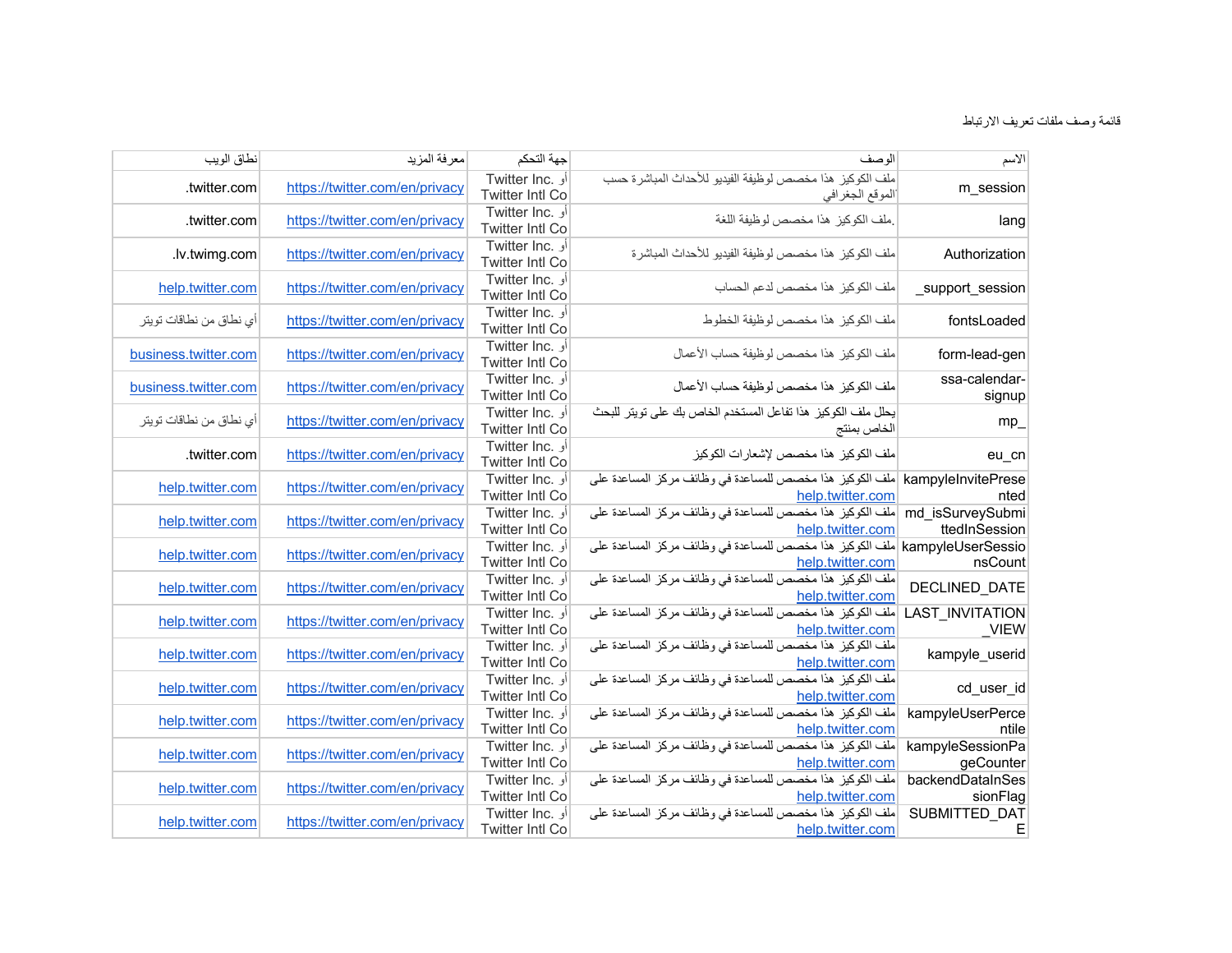قائمة وصف ملفات تعريف الارتباط

| الاسم | الوصف | جهة التحكم | معرفة المزيد | نطاق الويب |
|---|---|---|---|---|
| m_session | ملف الكوكيز هذا مخصص لوظيفة الفيديو للأحداث المباشرة حسب الموقع الجغرافي | Twitter Inc. أو Twitter Intl Co | https://twitter.com/en/privacy | .twitter.com |
| lang | ملف الكوكيز هذا مخصص لوظيفة اللغة. | Twitter Inc. أو Twitter Intl Co | https://twitter.com/en/privacy | .twitter.com |
| Authorization | ملف الكوكيز هذا مخصص لوظيفة الفيديو للأحداث المباشرة | Twitter Inc. أو Twitter Intl Co | https://twitter.com/en/privacy | .lv.twimg.com |
| _support_session | ملف الكوكيز هذا مخصص لدعم الحساب | Twitter Inc. أو Twitter Intl Co | https://twitter.com/en/privacy | help.twitter.com |
| fontsLoaded | ملف الكوكيز هذا مخصص لوظيفة الخطوط | Twitter Inc. أو Twitter Intl Co | https://twitter.com/en/privacy | أي نطاق من نطاقات تويتر |
| form-lead-gen | ملف الكوكيز هذا مخصص لوظيفة حساب الأعمال | Twitter Inc. أو Twitter Intl Co | https://twitter.com/en/privacy | business.twitter.com |
| ssa-calendar-signup | ملف الكوكيز هذا مخصص لوظيفة حساب الأعمال | Twitter Inc. أو Twitter Intl Co | https://twitter.com/en/privacy | business.twitter.com |
| mp_ | يحلل ملف الكوكيز هذا تفاعل المستخدم الخاص بك على تويتر للبحث الخاص بمنتج | Twitter Inc. أو Twitter Intl Co | https://twitter.com/en/privacy | أي نطاق من نطاقات تويتر |
| eu_cn | ملف الكوكيز هذا مخصص لإشعارات الكوكيز | Twitter Inc. أو Twitter Intl Co | https://twitter.com/en/privacy | .twitter.com |
| kampyleInvitePresented | ملف الكوكيز هذا مخصص للمساعدة في وظائف مركز المساعدة على help.twitter.com | Twitter Inc. أو Twitter Intl Co | https://twitter.com/en/privacy | help.twitter.com |
| md_isSurveySubmittedInSession | ملف الكوكيز هذا مخصص للمساعدة في وظائف مركز المساعدة على help.twitter.com | Twitter Inc. أو Twitter Intl Co | https://twitter.com/en/privacy | help.twitter.com |
| kampyleUserSessionsCount | ملف الكوكيز هذا مخصص للمساعدة في وظائف مركز المساعدة على help.twitter.com | Twitter Inc. أو Twitter Intl Co | https://twitter.com/en/privacy | help.twitter.com |
| DECLINED_DATE | ملف الكوكيز هذا مخصص للمساعدة في وظائف مركز المساعدة على help.twitter.com | Twitter Inc. أو Twitter Intl Co | https://twitter.com/en/privacy | help.twitter.com |
| LAST_INVITATION_VIEW | ملف الكوكيز هذا مخصص للمساعدة في وظائف مركز المساعدة على help.twitter.com | Twitter Inc. أو Twitter Intl Co | https://twitter.com/en/privacy | help.twitter.com |
| kampyle_userid | ملف الكوكيز هذا مخصص للمساعدة في وظائف مركز المساعدة على help.twitter.com | Twitter Inc. أو Twitter Intl Co | https://twitter.com/en/privacy | help.twitter.com |
| cd_user_id | ملف الكوكيز هذا مخصص للمساعدة في وظائف مركز المساعدة على help.twitter.com | Twitter Inc. أو Twitter Intl Co | https://twitter.com/en/privacy | help.twitter.com |
| kampyleUserPercentile | ملف الكوكيز هذا مخصص للمساعدة في وظائف مركز المساعدة على help.twitter.com | Twitter Inc. أو Twitter Intl Co | https://twitter.com/en/privacy | help.twitter.com |
| kampyleSessionPageCounter | ملف الكوكيز هذا مخصص للمساعدة في وظائف مركز المساعدة على help.twitter.com | Twitter Inc. أو Twitter Intl Co | https://twitter.com/en/privacy | help.twitter.com |
| backendDataInSessionFlag | ملف الكوكيز هذا مخصص للمساعدة في وظائف مركز المساعدة على help.twitter.com | Twitter Inc. أو Twitter Intl Co | https://twitter.com/en/privacy | help.twitter.com |
| SUBMITTED_DATE | ملف الكوكيز هذا مخصص للمساعدة في وظائف مركز المساعدة على help.twitter.com | Twitter Inc. أو Twitter Intl Co | https://twitter.com/en/privacy | help.twitter.com |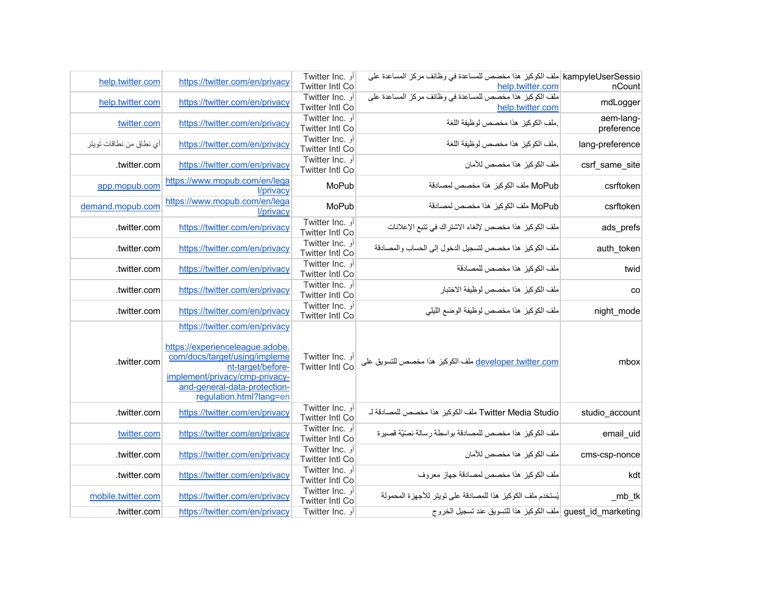| kampyleUserSessionCount | ملف الكوكيز هذا مخصص للمساعدة في وظائف مركز المساعدة على help.twitter.com | Twitter Inc. أو Twitter Intl Co | https://twitter.com/en/privacy | help.twitter.com |
|---|---|---|---|---|
| mdLogger | ملف الكوكيز هذا مخصص للمساعدة في وظائف مركز المساعدة على help.twitter.com | Twitter Inc. أو Twitter Intl Co | https://twitter.com/en/privacy | help.twitter.com |
| aem-lang-preference | .ملف الكوكيز هذا مخصص لوظيفة اللغة | Twitter Inc. أو Twitter Intl Co | https://twitter.com/en/privacy | twitter.com |
| lang-preference | .ملف الكوكيز هذا مخصص لوظيفة اللغة | Twitter Inc. أو Twitter Intl Co | https://twitter.com/en/privacy | أي نطاق من نطاقات تويتر |
| csrf_same_site | ملف الكوكيز هذا مخصص للأمان | Twitter Inc. أو Twitter Intl Co | https://twitter.com/en/privacy | .twitter.com |
| csrftoken | ملف الكوكيز هذا مخصص لمصادقة MoPub | MoPub | https://www.mopub.com/en/legal/privacy | app.mopub.com |
| csrftoken | ملف الكوكيز هذا مخصص لمصادقة MoPub | MoPub | https://www.mopub.com/en/legal/privacy | demand.mopub.com |
| ads_prefs | ملف الكوكيز هذا مخصص لإلغاء الاشتراك في تتبع الإعلانات | Twitter Inc. أو Twitter Intl Co | https://twitter.com/en/privacy | .twitter.com |
| auth_token | ملف الكوكيز هذا مخصص لتسجيل الدخول إلى الحساب والمصادقة | Twitter Inc. أو Twitter Intl Co | https://twitter.com/en/privacy | .twitter.com |
| twid | ملف الكوكيز هذا مخصص للمصادقة | Twitter Inc. أو Twitter Intl Co | https://twitter.com/en/privacy | .twitter.com |
| co | ملف الكوكيز هذا مخصص لوظيفة الاختبار | Twitter Inc. أو Twitter Intl Co | https://twitter.com/en/privacy | .twitter.com |
| night_mode | ملف الكوكيز هذا مخصص لوظيفة الوضع الليلي | Twitter Inc. أو Twitter Intl Co | https://twitter.com/en/privacy | .twitter.com |
| mbox | ملف الكوكيز هذا مخصص للتسويق على developer.twitter.com | Twitter Inc. أو Twitter Intl Co | https://twitter.com/en/privacy https://experienceleague.adobe.com/docs/target/using/implement-target/before-implement/privacy/cmp-privacy-and-general-data-protection-regulation.html?lang=en | .twitter.com |
| studio_account | ملف الكوكيز هذا مخصص للمصادقة لـ Twitter Media Studio | Twitter Inc. أو Twitter Intl Co | https://twitter.com/en/privacy | .twitter.com |
| email_uid | ملف الكوكيز هذا مخصص للمصادقة بواسطة رسالة نصيّة قصيرة | Twitter Inc. أو Twitter Intl Co | https://twitter.com/en/privacy | twitter.com |
| cms-csp-nonce | ملف الكوكيز هذا مخصص للأمان | Twitter Inc. أو Twitter Intl Co | https://twitter.com/en/privacy | .twitter.com |
| kdt | ملف الكوكيز هذا مخصص لمصادقة جهاز معروف | Twitter Inc. أو Twitter Intl Co | https://twitter.com/en/privacy | .twitter.com |
| _mb_tk | يُستخدم ملف الكوكيز هذا للمصادقة على تويتر للأجهزة المحمولة | Twitter Inc. أو Twitter Intl Co | https://twitter.com/en/privacy | mobile.twitter.com |
| guest_id_marketing | ملف الكوكيز هذا للتسويق عند تسجيل الخروج | Twitter Inc. أو | https://twitter.com/en/privacy | .twitter.com |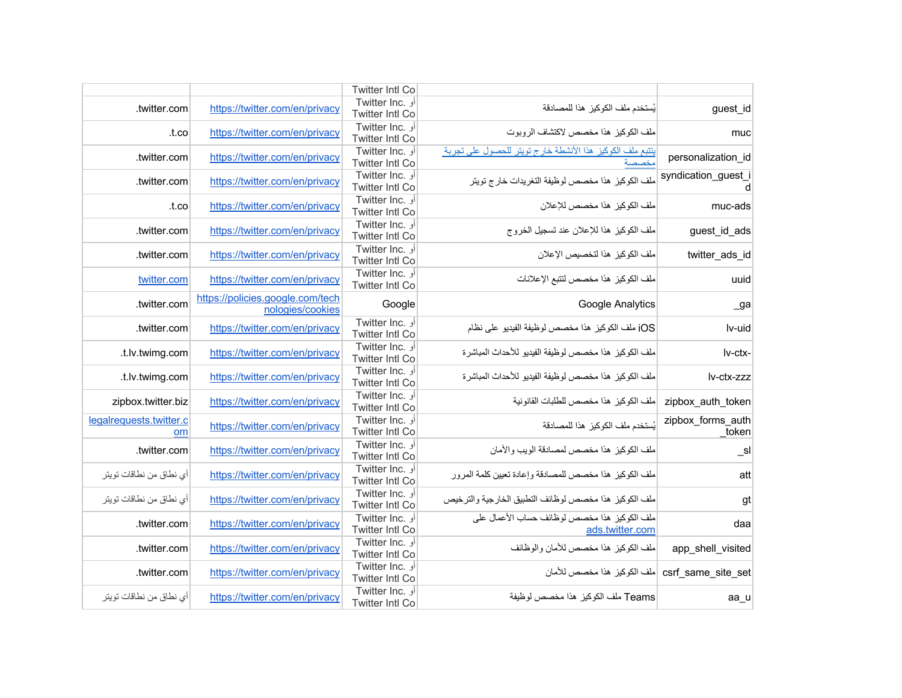| guest_id | يُستخدم ملف الكوكيز هذا للمصادقة | Twitter Intl Co أو Twitter Inc. Twitter Intl Co | https://twitter.com/en/privacy | .twitter.com |
|---|---|---|---|---|
| muc | ملف الكوكيز هذا مخصص لاكتشاف الروبوت | أو Twitter Inc. Twitter Intl Co | https://twitter.com/en/privacy | .t.co |
| personalization_id | يتتبع ملف الكوكيز هذا الأنشطة خارج تويتر للحصول على تجربة مخصصة | أو Twitter Inc. Twitter Intl Co | https://twitter.com/en/privacy | .twitter.com |
| syndication_guest_id | ملف الكوكيز هذا مخصص لوظيفة التغريدات خارج تويتر | أو Twitter Inc. Twitter Intl Co | https://twitter.com/en/privacy | .twitter.com |
| muc-ads | ملف الكوكيز هذا مخصص للإعلان | أو Twitter Inc. Twitter Intl Co | https://twitter.com/en/privacy | .t.co |
| guest_id_ads | ملف الكوكيز هذا للإعلان عند تسجيل الخروج | أو Twitter Inc. Twitter Intl Co | https://twitter.com/en/privacy | .twitter.com |
| twitter_ads_id | ملف الكوكيز هذا لتخصيص الإعلان | أو Twitter Inc. Twitter Intl Co | https://twitter.com/en/privacy | .twitter.com |
| uuid | ملف الكوكيز هذا مخصص لتتبع الإعلانات | أو Twitter Inc. Twitter Intl Co | https://twitter.com/en/privacy | twitter.com |
| _ga | Google Analytics | Google | https://policies.google.com/technologies/cookies | .twitter.com |
| lv-uid | ملف الكوكيز هذا مخصص لوظيفة الفيديو على نظام iOS | أو Twitter Inc. Twitter Intl Co | https://twitter.com/en/privacy | .twitter.com |
| lv-ctx- | ملف الكوكيز هذا مخصص لوظيفة الفيديو للأحداث المباشرة | أو Twitter Inc. Twitter Intl Co | https://twitter.com/en/privacy | .t.lv.twimg.com |
| lv-ctx-zzz | ملف الكوكيز هذا مخصص لوظيفة الفيديو للأحداث المباشرة | أو Twitter Inc. Twitter Intl Co | https://twitter.com/en/privacy | .t.lv.twimg.com |
| zipbox_auth_token | ملف الكوكيز هذا مخصص للطلبات القانونية | أو Twitter Inc. Twitter Intl Co | https://twitter.com/en/privacy | zipbox.twitter.biz |
| zipbox_forms_auth_token | يُستخدم ملف الكوكيز هذا للمصادقة | أو Twitter Inc. Twitter Intl Co | https://twitter.com/en/privacy | legalrequests.twitter.com |
| _sl | ملف الكوكيز هذا مخصص لمصادقة الويب والأمان | أو Twitter Inc. Twitter Intl Co | https://twitter.com/en/privacy | .twitter.com |
| att | ملف الكوكيز هذا مخصص للمصادقة وإعادة تعيين كلمة المرور | أو Twitter Inc. Twitter Intl Co | https://twitter.com/en/privacy | أي نطاق من نطاقات تويتر |
| gt | ملف الكوكيز هذا مخصص لوظائف التطبيق الخارجية والترخيص | أو Twitter Inc. Twitter Intl Co | https://twitter.com/en/privacy | أي نطاق من نطاقات تويتر |
| daa | ملف الكوكيز هذا مخصص لوظائف حساب الأعمال على ads.twitter.com | أو Twitter Inc. Twitter Intl Co | https://twitter.com/en/privacy | .twitter.com |
| app_shell_visited | ملف الكوكيز هذا مخصص للأمان والوظائف | أو Twitter Inc. Twitter Intl Co | https://twitter.com/en/privacy | .twitter.com |
| csrf_same_site_set | ملف الكوكيز هذا مخصص للأمان | أو Twitter Inc. Twitter Intl Co | https://twitter.com/en/privacy | .twitter.com |
| aa_u | ملف الكوكيز هذا مخصص لوظيفة Teams | أو Twitter Inc. Twitter Intl Co | https://twitter.com/en/privacy | أي نطاق من نطاقات تويتر |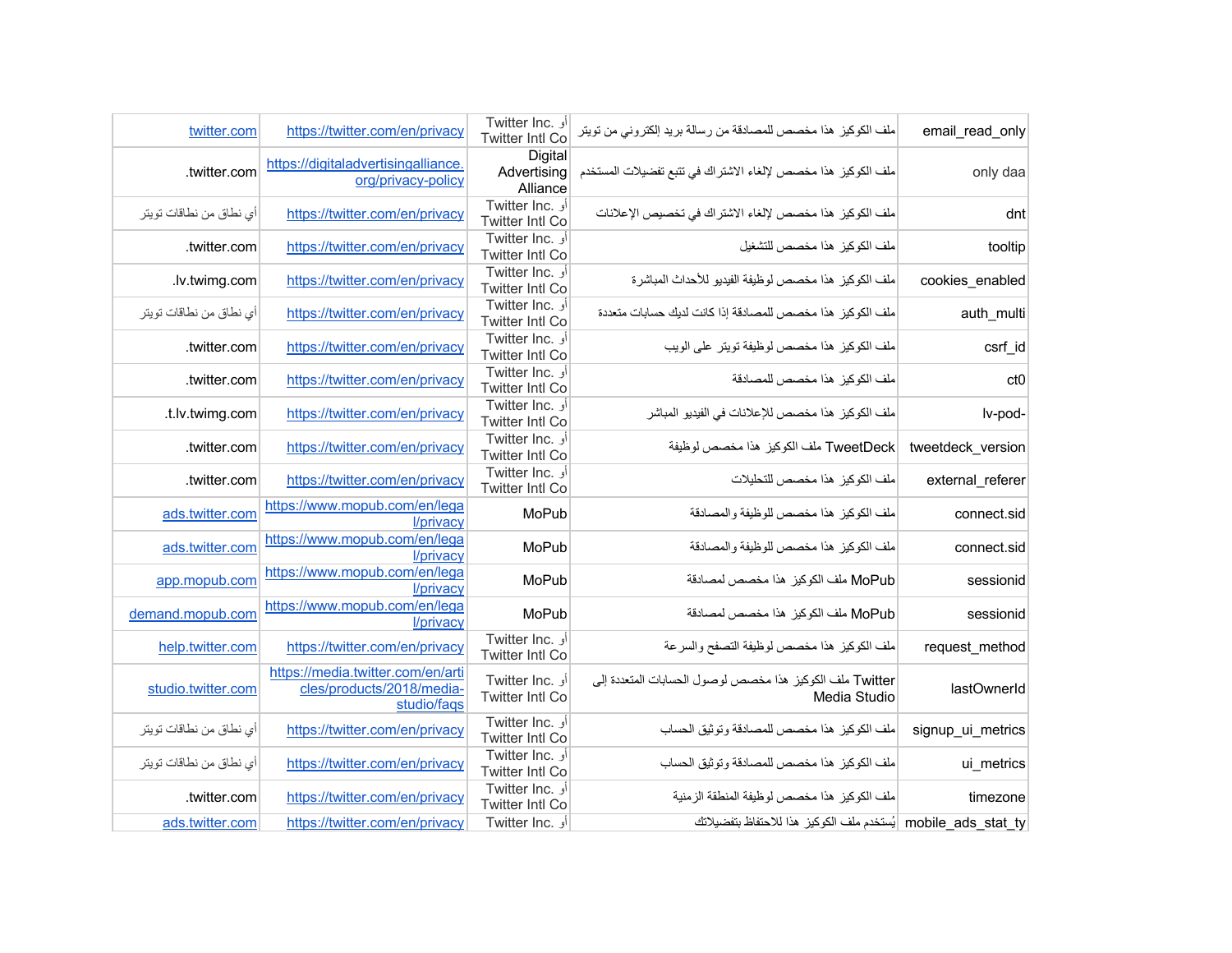| | | | | |
|---|---|---|---|---|
| email_read_only | ملف الكوكيز هذا مخصص للمصادقة من رسالة بريد إلكتروني من تويتر | Twitter Inc. أو Twitter Intl Co | https://twitter.com/en/privacy | twitter.com |
| only daa | ملف الكوكيز هذا مخصص لإلغاء الاشتراك في تتبع تفضيلات المستخدم | Digital Advertising Alliance | https://digitaladvertisingalliance.org/privacy-policy | .twitter.com |
| dnt | ملف الكوكيز هذا مخصص لإلغاء الاشتراك في تخصيص الإعلانات | Twitter Inc. أو Twitter Intl Co | https://twitter.com/en/privacy | أي نطاق من نطاقات تويتر |
| tooltip | ملف الكوكيز هذا مخصص للتشغيل | Twitter Inc. أو Twitter Intl Co | https://twitter.com/en/privacy | .twitter.com |
| cookies_enabled | ملف الكوكيز هذا مخصص لوظيفة الفيديو للأحداث المباشرة | Twitter Inc. أو Twitter Intl Co | https://twitter.com/en/privacy | .lv.twimg.com |
| auth_multi | ملف الكوكيز هذا مخصص للمصادقة إذا كانت لديك حسابات متعددة | Twitter Inc. أو Twitter Intl Co | https://twitter.com/en/privacy | أي نطاق من نطاقات تويتر |
| csrf_id | ملف الكوكيز هذا مخصص لوظيفة تويتر على الويب | Twitter Inc. أو Twitter Intl Co | https://twitter.com/en/privacy | .twitter.com |
| ct0 | ملف الكوكيز هذا مخصص للمصادقة | Twitter Inc. أو Twitter Intl Co | https://twitter.com/en/privacy | .twitter.com |
| lv-pod- | ملف الكوكيز هذا مخصص للإعلانات في الفيديو المباشر | Twitter Inc. أو Twitter Intl Co | https://twitter.com/en/privacy | .t.lv.twimg.com |
| tweetdeck_version | ملف الكوكيز هذا مخصص لوظيفة TweetDeck | Twitter Inc. أو Twitter Intl Co | https://twitter.com/en/privacy | .twitter.com |
| external_referer | ملف الكوكيز هذا مخصص للتحليلات | Twitter Inc. أو Twitter Intl Co | https://twitter.com/en/privacy | .twitter.com |
| connect.sid | ملف الكوكيز هذا مخصص للوظيفة والمصادقة | MoPub | https://www.mopub.com/en/legal/privacy | ads.twitter.com |
| connect.sid | ملف الكوكيز هذا مخصص للوظيفة والمصادقة | MoPub | https://www.mopub.com/en/legal/privacy | ads.twitter.com |
| sessionid | ملف الكوكيز هذا مخصص لمصادقة MoPub | MoPub | https://www.mopub.com/en/legal/privacy | app.mopub.com |
| sessionid | ملف الكوكيز هذا مخصص لمصادقة MoPub | MoPub | https://www.mopub.com/en/legal/privacy | demand.mopub.com |
| request_method | ملف الكوكيز هذا مخصص لوظيفة التصفح والسرعة | Twitter Inc. أو Twitter Intl Co | https://twitter.com/en/privacy | help.twitter.com |
| lastOwnerId | ملف الكوكيز هذا مخصص لوصول الحسابات المتعددة إلى Twitter Media Studio | Twitter Inc. أو Twitter Intl Co | https://media.twitter.com/en/articles/products/2018/media-studio/faqs | studio.twitter.com |
| signup_ui_metrics | ملف الكوكيز هذا مخصص للمصادقة وتوثيق الحساب | Twitter Inc. أو Twitter Intl Co | https://twitter.com/en/privacy | أي نطاق من نطاقات تويتر |
| ui_metrics | ملف الكوكيز هذا مخصص للمصادقة وتوثيق الحساب | Twitter Inc. أو Twitter Intl Co | https://twitter.com/en/privacy | أي نطاق من نطاقات تويتر |
| timezone | ملف الكوكيز هذا مخصص لوظيفة المنطقة الزمنية | Twitter Inc. أو Twitter Intl Co | https://twitter.com/en/privacy | .twitter.com |
| mobile_ads_stat_ty | يُستخدم ملف الكوكيز هذا للاحتفاظ بتفضيلاتك | Twitter Inc. أو | https://twitter.com/en/privacy | ads.twitter.com |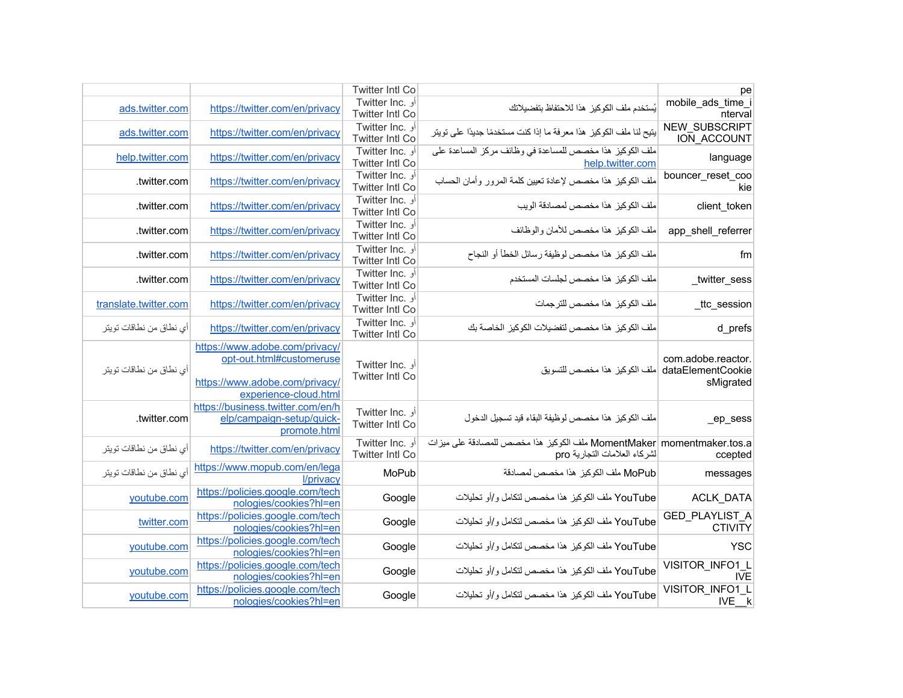| | | | | |
|---|---|---|---|---|
| pe | | Twitter Intl Co | | |
| mobile_ads_time_interval | يُستخدم ملف الكوكيز هذا للاحتفاظ بتفضيلاتك | أو Twitter Inc. Twitter Intl Co | https://twitter.com/en/privacy | ads.twitter.com |
| NEW_SUBSCRIPTION_ACCOUNT | يتيح لنا ملف الكوكيز هذا معرفة ما إذا كنت مستخدمًا جديدًا على تويتر | أو Twitter Inc. Twitter Intl Co | https://twitter.com/en/privacy | ads.twitter.com |
| language | ملف الكوكيز هذا مخصص للمساعدة في وظائف مركز المساعدة على help.twitter.com | أو Twitter Inc. Twitter Intl Co | https://twitter.com/en/privacy | help.twitter.com |
| bouncer_reset_cookie | ملف الكوكيز هذا مخصص لإعادة تعيين كلمة المرور وأمان الحساب | أو Twitter Inc. Twitter Intl Co | https://twitter.com/en/privacy | .twitter.com |
| client_token | ملف الكوكيز هذا مخصص لمصادقة الويب | أو Twitter Inc. Twitter Intl Co | https://twitter.com/en/privacy | .twitter.com |
| app_shell_referrer | ملف الكوكيز هذا مخصص للأمان والوظائف | أو Twitter Inc. Twitter Intl Co | https://twitter.com/en/privacy | .twitter.com |
| fm | ملف الكوكيز هذا مخصص لوظيفة رسائل الخطأ أو النجاح | أو Twitter Inc. Twitter Intl Co | https://twitter.com/en/privacy | .twitter.com |
| _twitter_sess | ملف الكوكيز هذا مخصص لجلسات المستخدم | أو Twitter Inc. Twitter Intl Co | https://twitter.com/en/privacy | .twitter.com |
| _ttc_session | ملف الكوكيز هذا مخصص للترجمات | أو Twitter Inc. Twitter Intl Co | https://twitter.com/en/privacy | translate.twitter.com |
| d_prefs | ملف الكوكيز هذا مخصص لتفضيلات الكوكيز الخاصة بك | أو Twitter Inc. Twitter Intl Co | https://twitter.com/en/privacy | أي نطاق من نطاقات تويتر |
| com.adobe.reactor.dataElementCookiesMigrated | ملف الكوكيز هذا مخصص للتسويق | أو Twitter Inc. Twitter Intl Co | https://www.adobe.com/privacy/opt-out.html#customeruse https://www.adobe.com/privacy/experience-cloud.html | أي نطاق من نطاقات تويتر |
| _ep_sess | ملف الكوكيز هذا مخصص لوظيفة البقاء قيد تسجيل الدخول | أو Twitter Inc. Twitter Intl Co | https://business.twitter.com/en/help/campaign-setup/quick-promote.html | .twitter.com |
| momentmaker.tos.accepted | ملف الكوكيز هذا MomentMaker مخصص للمصادقة على ميزات pro لشركاء العلامات التجارية | أو Twitter Inc. Twitter Intl Co | https://twitter.com/en/privacy | أي نطاق من نطاقات تويتر |
| messages | ملف الكوكيز هذا MoPub مخصص لمصادقة | MoPub | https://www.mopub.com/en/legal/privacy | أي نطاق من نطاقات تويتر |
| ACLK_DATA | ملف الكوكيز هذا YouTube مخصص لتكامل و/أو تحليلات | Google | https://policies.google.com/technologies/cookies?hl=en | youtube.com |
| GED_PLAYLIST_ACTIVITY | ملف الكوكيز هذا YouTube مخصص لتكامل و/أو تحليلات | Google | https://policies.google.com/technologies/cookies?hl=en | twitter.com |
| YSC | ملف الكوكيز هذا YouTube مخصص لتكامل و/أو تحليلات | Google | https://policies.google.com/technologies/cookies?hl=en | youtube.com |
| VISITOR_INFO1_LIVE | ملف الكوكيز هذا YouTube مخصص لتكامل و/أو تحليلات | Google | https://policies.google.com/technologies/cookies?hl=en | youtube.com |
| VISITOR_INFO1_LIVE__k | ملف الكوكيز هذا YouTube مخصص لتكامل و/أو تحليلات | Google | https://policies.google.com/technologies/cookies?hl=en | youtube.com |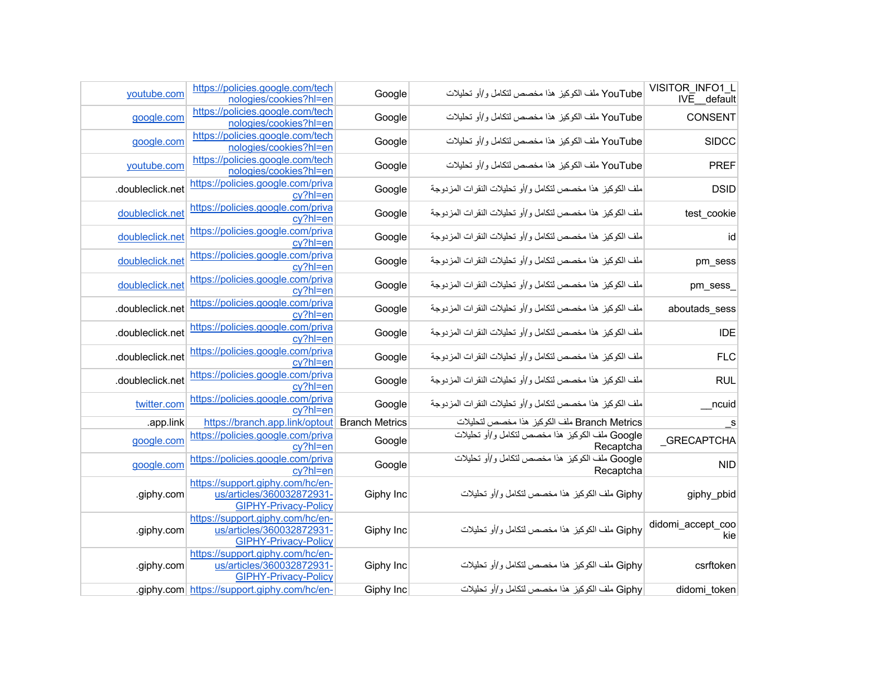| | | | | |
|---|---|---|---|---|
| VISITOR_INFO1_LIVE__default | YouTube ملف الكوكيز هذا مخصص لتكامل و/أو تحليلات | Google | https://policies.google.com/technologies/cookies?hl=en | youtube.com |
| CONSENT | YouTube ملف الكوكيز هذا مخصص لتكامل و/أو تحليلات | Google | https://policies.google.com/technologies/cookies?hl=en | google.com |
| SIDCC | YouTube ملف الكوكيز هذا مخصص لتكامل و/أو تحليلات | Google | https://policies.google.com/technologies/cookies?hl=en | google.com |
| PREF | YouTube ملف الكوكيز هذا مخصص لتكامل و/أو تحليلات | Google | https://policies.google.com/technologies/cookies?hl=en | youtube.com |
| DSID | ملف الكوكيز هذا مخصص لتكامل و/أو تحليلات النقرات المزدوجة | Google | https://policies.google.com/privacy?hl=en | .doubleclick.net |
| test_cookie | ملف الكوكيز هذا مخصص لتكامل و/أو تحليلات النقرات المزدوجة | Google | https://policies.google.com/privacy?hl=en | doubleclick.net |
| id | ملف الكوكيز هذا مخصص لتكامل و/أو تحليلات النقرات المزدوجة | Google | https://policies.google.com/privacy?hl=en | doubleclick.net |
| pm_sess | ملف الكوكيز هذا مخصص لتكامل و/أو تحليلات النقرات المزدوجة | Google | https://policies.google.com/privacy?hl=en | doubleclick.net |
| pm_sess_ | ملف الكوكيز هذا مخصص لتكامل و/أو تحليلات النقرات المزدوجة | Google | https://policies.google.com/privacy?hl=en | doubleclick.net |
| aboutads_sess | ملف الكوكيز هذا مخصص لتكامل و/أو تحليلات النقرات المزدوجة | Google | https://policies.google.com/privacy?hl=en | .doubleclick.net |
| IDE | ملف الكوكيز هذا مخصص لتكامل و/أو تحليلات النقرات المزدوجة | Google | https://policies.google.com/privacy?hl=en | .doubleclick.net |
| FLC | ملف الكوكيز هذا مخصص لتكامل و/أو تحليلات النقرات المزدوجة | Google | https://policies.google.com/privacy?hl=en | .doubleclick.net |
| RUL | ملف الكوكيز هذا مخصص لتكامل و/أو تحليلات النقرات المزدوجة | Google | https://policies.google.com/privacy?hl=en | .doubleclick.net |
| __ncuid | ملف الكوكيز هذا مخصص لتكامل و/أو تحليلات النقرات المزدوجة | Google | https://policies.google.com/privacy?hl=en | twitter.com |
| _s | Branch Metrics ملف الكوكيز هذا مخصص لتحليلات | Branch Metrics | https://branch.app.link/optout | .app.link |
| _GRECAPTCHA | Google Recaptcha ملف الكوكيز هذا مخصص لتكامل و/أو تحليلات | Google | https://policies.google.com/privacy?hl=en | google.com |
| NID | Google Recaptcha ملف الكوكيز هذا مخصص لتكامل و/أو تحليلات | Google | https://policies.google.com/privacy?hl=en | google.com |
| giphy_pbid | Giphy ملف الكوكيز هذا مخصص لتكامل و/أو تحليلات | Giphy Inc | https://support.giphy.com/hc/en-us/articles/360032872931-GIPHY-Privacy-Policy | .giphy.com |
| didomi_accept_cookie | Giphy ملف الكوكيز هذا مخصص لتكامل و/أو تحليلات | Giphy Inc | https://support.giphy.com/hc/en-us/articles/360032872931-GIPHY-Privacy-Policy | .giphy.com |
| csrftoken | Giphy ملف الكوكيز هذا مخصص لتكامل و/أو تحليلات | Giphy Inc | https://support.giphy.com/hc/en-us/articles/360032872931-GIPHY-Privacy-Policy | .giphy.com |
| didomi_token | Giphy ملف الكوكيز هذا مخصص لتكامل و/أو تحليلات | Giphy Inc | https://support.giphy.com/hc/en- | .giphy.com |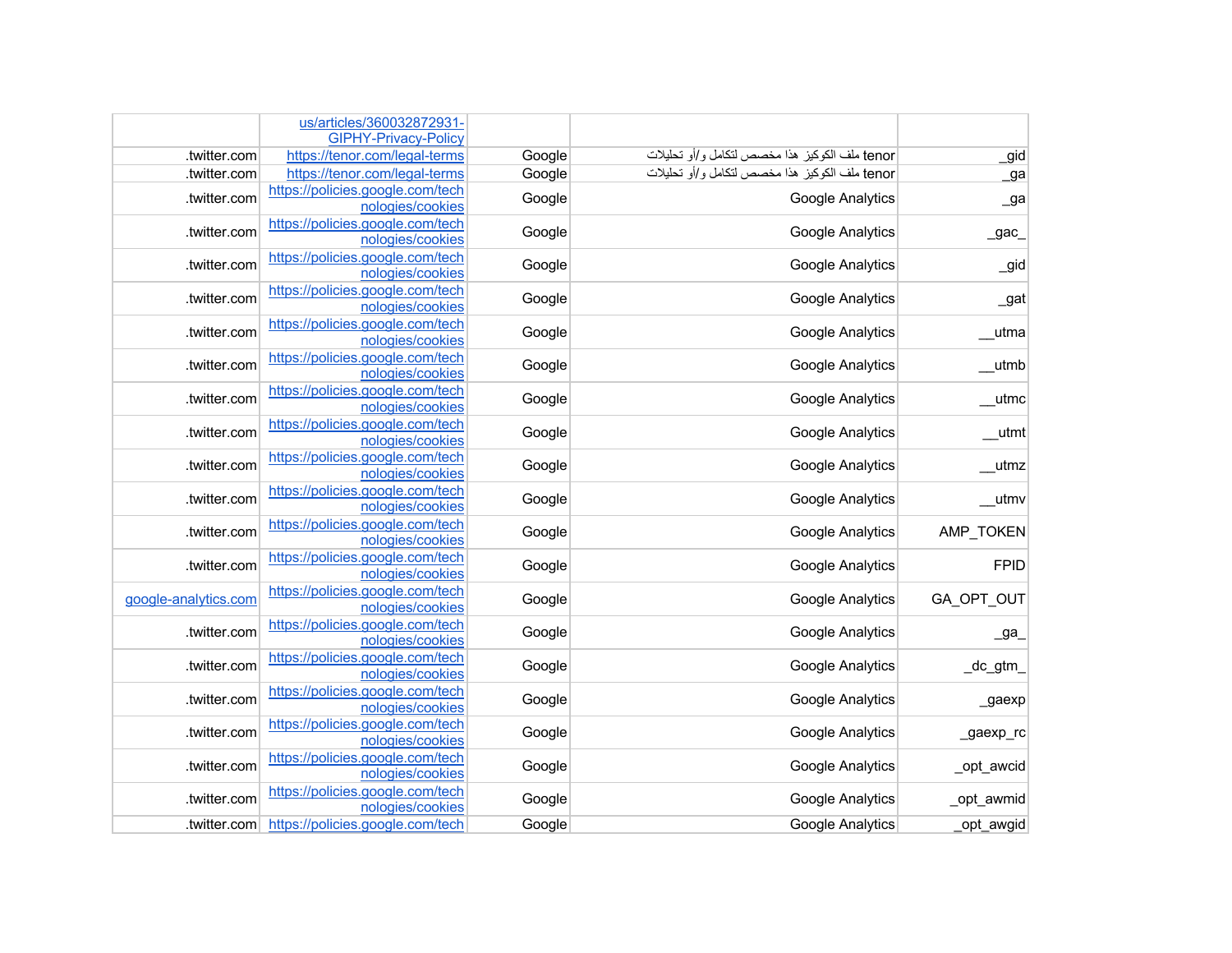| | | | | |
|---|---|---|---|---|
| | us/articles/360032872931-GIPHY-Privacy-Policy | | | |
| .twitter.com | https://tenor.com/legal-terms | Google | tenor ملف الكوكيز هذا مخصص لتكامل و/أو تحليلات | _gid |
| .twitter.com | https://tenor.com/legal-terms | Google | tenor ملف الكوكيز هذا مخصص لتكامل و/أو تحليلات | _ga |
| .twitter.com | https://policies.google.com/technologies/cookies | Google | Google Analytics | _ga |
| .twitter.com | https://policies.google.com/technologies/cookies | Google | Google Analytics | _gac_ |
| .twitter.com | https://policies.google.com/technologies/cookies | Google | Google Analytics | _gid |
| .twitter.com | https://policies.google.com/technologies/cookies | Google | Google Analytics | _gat |
| .twitter.com | https://policies.google.com/technologies/cookies | Google | Google Analytics | __utma |
| .twitter.com | https://policies.google.com/technologies/cookies | Google | Google Analytics | __utmb |
| .twitter.com | https://policies.google.com/technologies/cookies | Google | Google Analytics | __utmc |
| .twitter.com | https://policies.google.com/technologies/cookies | Google | Google Analytics | __utmt |
| .twitter.com | https://policies.google.com/technologies/cookies | Google | Google Analytics | __utmz |
| .twitter.com | https://policies.google.com/technologies/cookies | Google | Google Analytics | __utmv |
| .twitter.com | https://policies.google.com/technologies/cookies | Google | Google Analytics | AMP_TOKEN |
| .twitter.com | https://policies.google.com/technologies/cookies | Google | Google Analytics | FPID |
| google-analytics.com | https://policies.google.com/technologies/cookies | Google | Google Analytics | GA_OPT_OUT |
| .twitter.com | https://policies.google.com/technologies/cookies | Google | Google Analytics | _ga_ |
| .twitter.com | https://policies.google.com/technologies/cookies | Google | Google Analytics | _dc_gtm_ |
| .twitter.com | https://policies.google.com/technologies/cookies | Google | Google Analytics | _gaexp |
| .twitter.com | https://policies.google.com/technologies/cookies | Google | Google Analytics | _gaexp_rc |
| .twitter.com | https://policies.google.com/technologies/cookies | Google | Google Analytics | _opt_awcid |
| .twitter.com | https://policies.google.com/technologies/cookies | Google | Google Analytics | _opt_awmid |
| .twitter.com | https://policies.google.com/tech | Google | Google Analytics | _opt_awgid |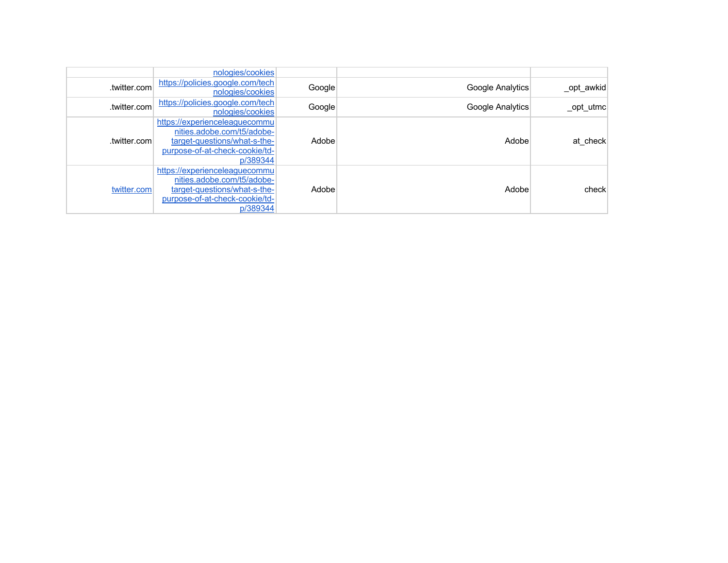| | | | | |
|---|---|---|---|---|
| | nologies/cookies | | | |
| .twitter.com | https://policies.google.com/technologies/cookies | Google | Google Analytics | _opt_awkid |
| .twitter.com | https://policies.google.com/technologies/cookies | Google | Google Analytics | _opt_utmc |
| .twitter.com | https://experienceleaguecommunities.adobe.com/t5/adobe-target-questions/what-s-the-purpose-of-at-check-cookie/td-p/389344 | Adobe | Adobe | at_check |
| twitter.com | https://experienceleaguecommunities.adobe.com/t5/adobe-target-questions/what-s-the-purpose-of-at-check-cookie/td-p/389344 | Adobe | Adobe | check |